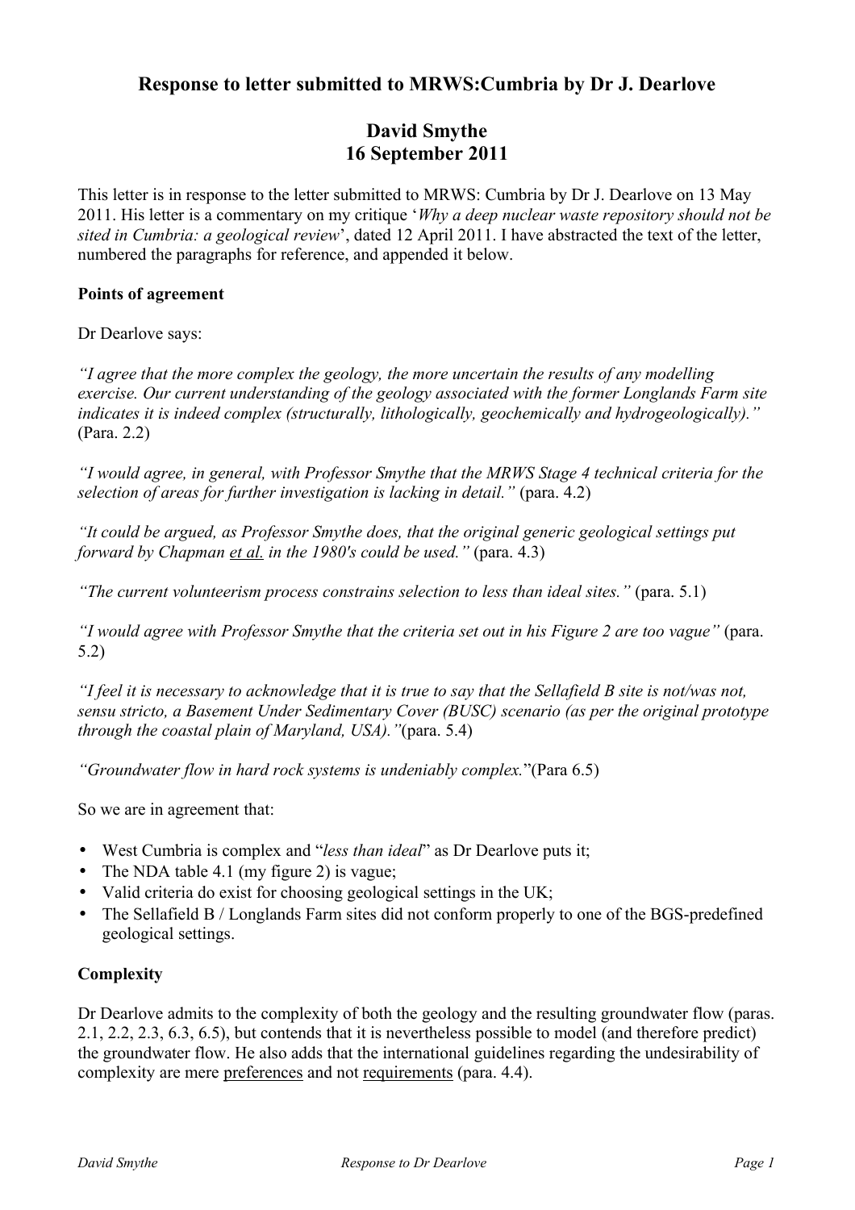# Response to letter submitted to MRWS:Cumbria by Dr J. Dearlove

## David Smythe
## 16 September 2011

This letter is in response to the letter submitted to MRWS: Cumbria by Dr J. Dearlove on 13 May 2011. His letter is a commentary on my critique '*Why a deep nuclear waste repository should not be sited in Cumbria: a geological review*', dated 12 April 2011. I have abstracted the text of the letter, numbered the paragraphs for reference, and appended it below.

**Points of agreement**

Dr Dearlove says:

*"I agree that the more complex the geology, the more uncertain the results of any modelling exercise. Our current understanding of the geology associated with the former Longlands Farm site indicates it is indeed complex (structurally, lithologically, geochemically and hydrogeologically)."* (Para. 2.2)

*"I would agree, in general, with Professor Smythe that the MRWS Stage 4 technical criteria for the selection of areas for further investigation is lacking in detail."* (para. 4.2)

*"It could be argued, as Professor Smythe does, that the original generic geological settings put forward by Chapman et al. in the 1980's could be used."* (para. 4.3)

*"The current volunteerism process constrains selection to less than ideal sites."* (para. 5.1)

*"I would agree with Professor Smythe that the criteria set out in his Figure 2 are too vague"* (para. 5.2)

*"I feel it is necessary to acknowledge that it is true to say that the Sellafield B site is not/was not, sensu stricto, a Basement Under Sedimentary Cover (BUSC) scenario (as per the original prototype through the coastal plain of Maryland, USA)."*(para. 5.4)

*"Groundwater flow in hard rock systems is undeniably complex.*"(Para 6.5)

So we are in agreement that:

- West Cumbria is complex and "*less than ideal*" as Dr Dearlove puts it;
- The NDA table 4.1 (my figure 2) is vague;
- Valid criteria do exist for choosing geological settings in the UK;
- The Sellafield B / Longlands Farm sites did not conform properly to one of the BGS-predefined geological settings.

**Complexity**

Dr Dearlove admits to the complexity of both the geology and the resulting groundwater flow (paras. 2.1, 2.2, 2.3, 6.3, 6.5), but contends that it is nevertheless possible to model (and therefore predict) the groundwater flow. He also adds that the international guidelines regarding the undesirability of complexity are mere preferences and not requirements (para. 4.4).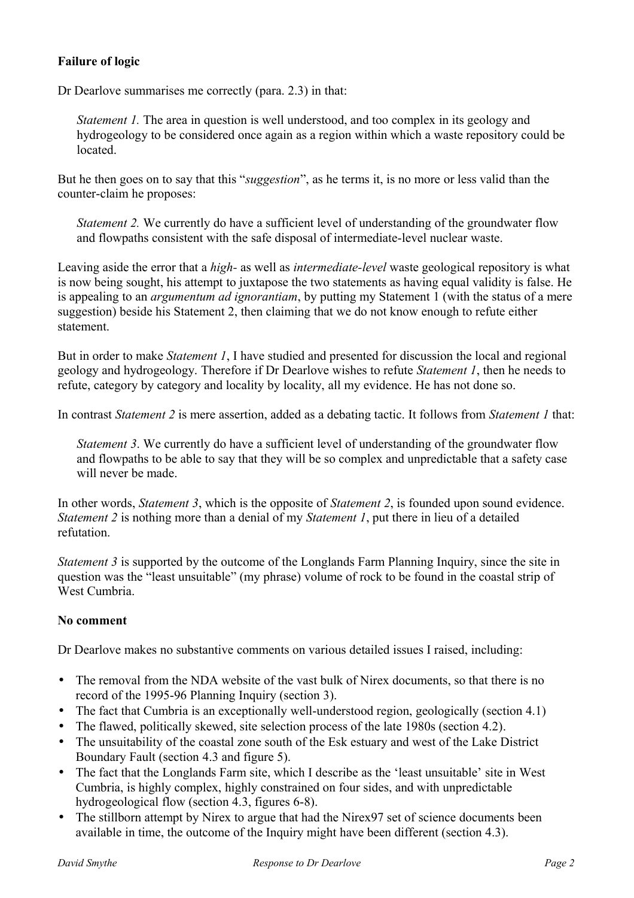**Failure of logic**

Dr Dearlove summarises me correctly (para. 2.3) in that:

> *Statement 1.* The area in question is well understood, and too complex in its geology and hydrogeology to be considered once again as a region within which a waste repository could be located.

But he then goes on to say that this "*suggestion*", as he terms it, is no more or less valid than the counter-claim he proposes:

> *Statement 2.* We currently do have a sufficient level of understanding of the groundwater flow and flowpaths consistent with the safe disposal of intermediate-level nuclear waste.

Leaving aside the error that a *high-* as well as *intermediate-level* waste geological repository is what is now being sought, his attempt to juxtapose the two statements as having equal validity is false. He is appealing to an *argumentum ad ignorantiam*, by putting my Statement 1 (with the status of a mere suggestion) beside his Statement 2, then claiming that we do not know enough to refute either statement.

But in order to make *Statement 1*, I have studied and presented for discussion the local and regional geology and hydrogeology. Therefore if Dr Dearlove wishes to refute *Statement 1*, then he needs to refute, category by category and locality by locality, all my evidence. He has not done so.

In contrast *Statement 2* is mere assertion, added as a debating tactic. It follows from *Statement 1* that:

> *Statement 3*. We currently do have a sufficient level of understanding of the groundwater flow and flowpaths to be able to say that they will be so complex and unpredictable that a safety case will never be made.

In other words, *Statement 3*, which is the opposite of *Statement 2*, is founded upon sound evidence. *Statement 2* is nothing more than a denial of my *Statement 1*, put there in lieu of a detailed refutation.

*Statement 3* is supported by the outcome of the Longlands Farm Planning Inquiry, since the site in question was the "least unsuitable" (my phrase) volume of rock to be found in the coastal strip of West Cumbria.

**No comment**

Dr Dearlove makes no substantive comments on various detailed issues I raised, including:

- The removal from the NDA website of the vast bulk of Nirex documents, so that there is no record of the 1995-96 Planning Inquiry (section 3).
- The fact that Cumbria is an exceptionally well-understood region, geologically (section 4.1)
- The flawed, politically skewed, site selection process of the late 1980s (section 4.2).
- The unsuitability of the coastal zone south of the Esk estuary and west of the Lake District Boundary Fault (section 4.3 and figure 5).
- The fact that the Longlands Farm site, which I describe as the 'least unsuitable' site in West Cumbria, is highly complex, highly constrained on four sides, and with unpredictable hydrogeological flow (section 4.3, figures 6-8).
- The stillborn attempt by Nirex to argue that had the Nirex97 set of science documents been available in time, the outcome of the Inquiry might have been different (section 4.3).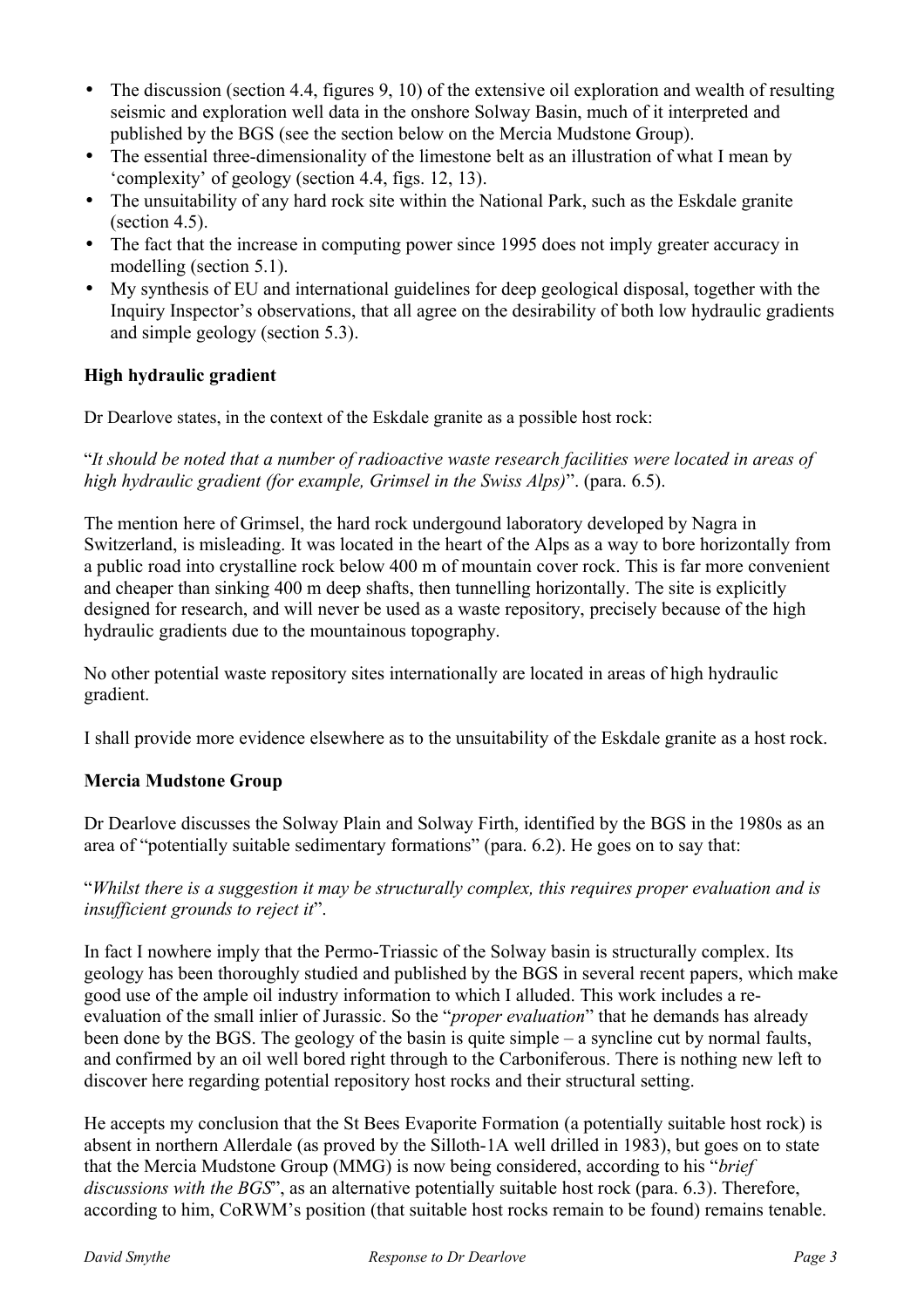- The discussion (section 4.4, figures 9, 10) of the extensive oil exploration and wealth of resulting seismic and exploration well data in the onshore Solway Basin, much of it interpreted and published by the BGS (see the section below on the Mercia Mudstone Group).
- The essential three-dimensionality of the limestone belt as an illustration of what I mean by 'complexity' of geology (section 4.4, figs. 12, 13).
- The unsuitability of any hard rock site within the National Park, such as the Eskdale granite (section 4.5).
- The fact that the increase in computing power since 1995 does not imply greater accuracy in modelling (section 5.1).
- My synthesis of EU and international guidelines for deep geological disposal, together with the Inquiry Inspector's observations, that all agree on the desirability of both low hydraulic gradients and simple geology (section 5.3).

**High hydraulic gradient**

Dr Dearlove states, in the context of the Eskdale granite as a possible host rock:

"*It should be noted that a number of radioactive waste research facilities were located in areas of high hydraulic gradient (for example, Grimsel in the Swiss Alps)*". (para. 6.5).

The mention here of Grimsel, the hard rock undergound laboratory developed by Nagra in Switzerland, is misleading. It was located in the heart of the Alps as a way to bore horizontally from a public road into crystalline rock below 400 m of mountain cover rock. This is far more convenient and cheaper than sinking 400 m deep shafts, then tunnelling horizontally. The site is explicitly designed for research, and will never be used as a waste repository, precisely because of the high hydraulic gradients due to the mountainous topography.

No other potential waste repository sites internationally are located in areas of high hydraulic gradient.

I shall provide more evidence elsewhere as to the unsuitability of the Eskdale granite as a host rock.

**Mercia Mudstone Group**

Dr Dearlove discusses the Solway Plain and Solway Firth, identified by the BGS in the 1980s as an area of "potentially suitable sedimentary formations" (para. 6.2). He goes on to say that:

"*Whilst there is a suggestion it may be structurally complex, this requires proper evaluation and is insufficient grounds to reject it*".

In fact I nowhere imply that the Permo-Triassic of the Solway basin is structurally complex. Its geology has been thoroughly studied and published by the BGS in several recent papers, which make good use of the ample oil industry information to which I alluded. This work includes a re-evaluation of the small inlier of Jurassic. So the "*proper evaluation*" that he demands has already been done by the BGS. The geology of the basin is quite simple – a syncline cut by normal faults, and confirmed by an oil well bored right through to the Carboniferous. There is nothing new left to discover here regarding potential repository host rocks and their structural setting.

He accepts my conclusion that the St Bees Evaporite Formation (a potentially suitable host rock) is absent in northern Allerdale (as proved by the Silloth-1A well drilled in 1983), but goes on to state that the Mercia Mudstone Group (MMG) is now being considered, according to his "*brief discussions with the BGS*", as an alternative potentially suitable host rock (para. 6.3). Therefore, according to him, CoRWM's position (that suitable host rocks remain to be found) remains tenable.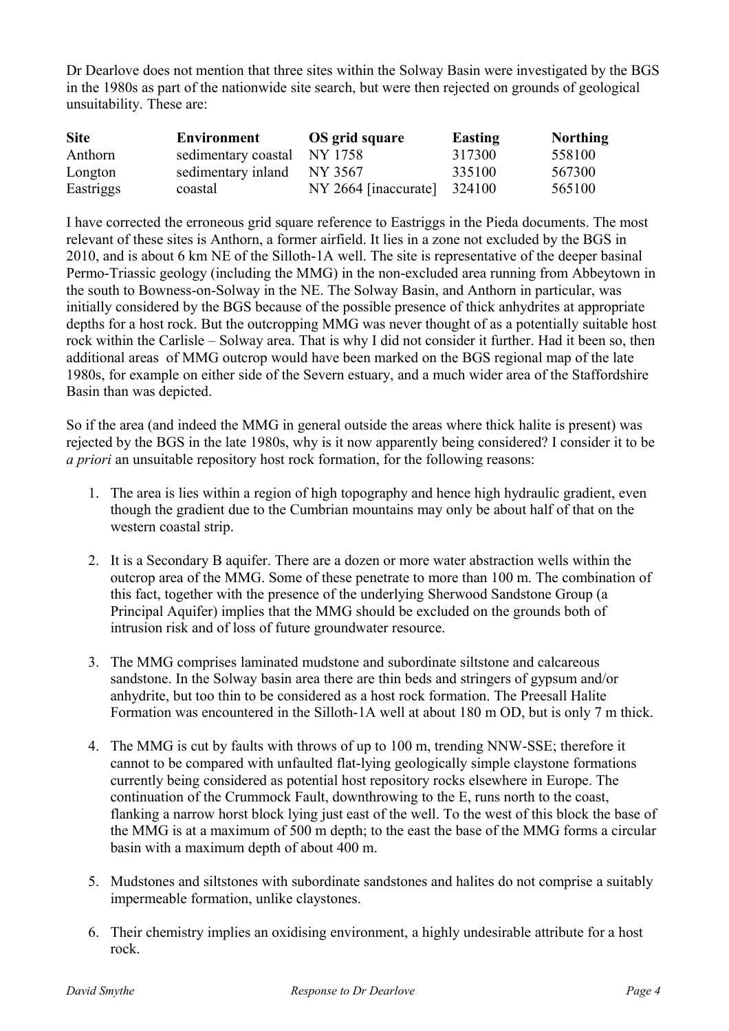Dr Dearlove does not mention that three sites within the Solway Basin were investigated by the BGS in the 1980s as part of the nationwide site search, but were then rejected on grounds of geological unsuitability. These are:

| Site | Environment | OS grid square | Easting | Northing |
|---|---|---|---|---|
| Anthorn | sedimentary coastal | NY 1758 | 317300 | 558100 |
| Longton | sedimentary inland | NY 3567 | 335100 | 567300 |
| Eastriggs | coastal | NY 2664 [inaccurate] | 324100 | 565100 |

I have corrected the erroneous grid square reference to Eastriggs in the Pieda documents. The most relevant of these sites is Anthorn, a former airfield. It lies in a zone not excluded by the BGS in 2010, and is about 6 km NE of the Silloth-1A well. The site is representative of the deeper basinal Permo-Triassic geology (including the MMG) in the non-excluded area running from Abbeytown in the south to Bowness-on-Solway in the NE. The Solway Basin, and Anthorn in particular, was initially considered by the BGS because of the possible presence of thick anhydrites at appropriate depths for a host rock. But the outcropping MMG was never thought of as a potentially suitable host rock within the Carlisle – Solway area. That is why I did not consider it further. Had it been so, then additional areas of MMG outcrop would have been marked on the BGS regional map of the late 1980s, for example on either side of the Severn estuary, and a much wider area of the Staffordshire Basin than was depicted.

So if the area (and indeed the MMG in general outside the areas where thick halite is present) was rejected by the BGS in the late 1980s, why is it now apparently being considered? I consider it to be *a priori* an unsuitable repository host rock formation, for the following reasons:

1. The area is lies within a region of high topography and hence high hydraulic gradient, even though the gradient due to the Cumbrian mountains may only be about half of that on the western coastal strip.
2. It is a Secondary B aquifer. There are a dozen or more water abstraction wells within the outcrop area of the MMG. Some of these penetrate to more than 100 m. The combination of this fact, together with the presence of the underlying Sherwood Sandstone Group (a Principal Aquifer) implies that the MMG should be excluded on the grounds both of intrusion risk and of loss of future groundwater resource.
3. The MMG comprises laminated mudstone and subordinate siltstone and calcareous sandstone. In the Solway basin area there are thin beds and stringers of gypsum and/or anhydrite, but too thin to be considered as a host rock formation. The Preesall Halite Formation was encountered in the Silloth-1A well at about 180 m OD, but is only 7 m thick.
4. The MMG is cut by faults with throws of up to 100 m, trending NNW-SSE; therefore it cannot to be compared with unfaulted flat-lying geologically simple claystone formations currently being considered as potential host repository rocks elsewhere in Europe. The continuation of the Crummock Fault, downthrowing to the E, runs north to the coast, flanking a narrow horst block lying just east of the well. To the west of this block the base of the MMG is at a maximum of 500 m depth; to the east the base of the MMG forms a circular basin with a maximum depth of about 400 m.
5. Mudstones and siltstones with subordinate sandstones and halites do not comprise a suitably impermeable formation, unlike claystones.
6. Their chemistry implies an oxidising environment, a highly undesirable attribute for a host rock.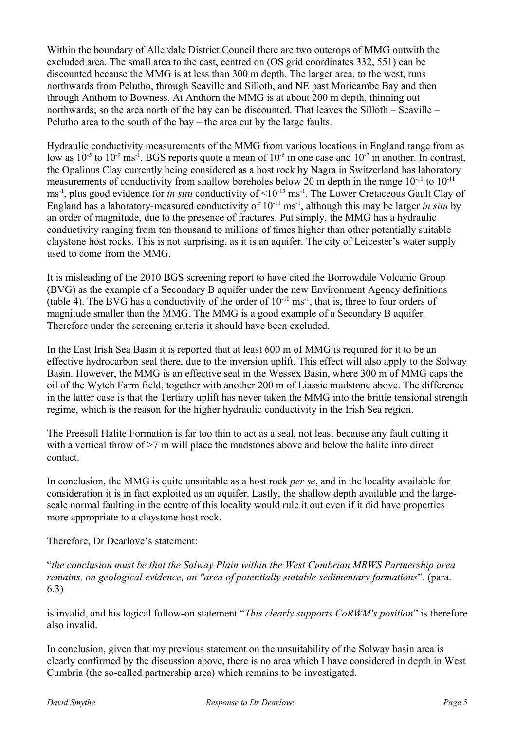Within the boundary of Allerdale District Council there are two outcrops of MMG outwith the excluded area. The small area to the east, centred on (OS grid coordinates 332, 551) can be discounted because the MMG is at less than 300 m depth. The larger area, to the west, runs northwards from Pelutho, through Seaville and Silloth, and NE past Moricambe Bay and then through Anthorn to Bowness. At Anthorn the MMG is at about 200 m depth, thinning out northwards; so the area north of the bay can be discounted. That leaves the Silloth – Seaville – Pelutho area to the south of the bay – the area cut by the large faults.

Hydraulic conductivity measurements of the MMG from various locations in England range from as low as $10^{-5}$ to $10^{-9}$ $ms^{-1}$. BGS reports quote a mean of $10^{-6}$ in one case and $10^{-7}$ in another. In contrast, the Opalinus Clay currently being considered as a host rock by Nagra in Switzerland has laboratory measurements of conductivity from shallow boreholes below 20 m depth in the range $10^{-10}$ to $10^{-11}$ $ms^{-1}$, plus good evidence for *in situ* conductivity of $<10^{-13}$ $ms^{-1}$. The Lower Cretaceous Gault Clay of England has a laboratory-measured conductivity of $10^{-11}$ $ms^{-1}$, although this may be larger *in situ* by an order of magnitude, due to the presence of fractures. Put simply, the MMG has a hydraulic conductivity ranging from ten thousand to millions of times higher than other potentially suitable claystone host rocks. This is not surprising, as it is an aquifer. The city of Leicester's water supply used to come from the MMG.

It is misleading of the 2010 BGS screening report to have cited the Borrowdale Volcanic Group (BVG) as the example of a Secondary B aquifer under the new Environment Agency definitions (table 4). The BVG has a conductivity of the order of $10^{-10}$ $ms^{-1}$, that is, three to four orders of magnitude smaller than the MMG. The MMG is a good example of a Secondary B aquifer. Therefore under the screening criteria it should have been excluded.

In the East Irish Sea Basin it is reported that at least 600 m of MMG is required for it to be an effective hydrocarbon seal there, due to the inversion uplift. This effect will also apply to the Solway Basin. However, the MMG is an effective seal in the Wessex Basin, where 300 m of MMG caps the oil of the Wytch Farm field, together with another 200 m of Liassic mudstone above. The difference in the latter case is that the Tertiary uplift has never taken the MMG into the brittle tensional strength regime, which is the reason for the higher hydraulic conductivity in the Irish Sea region.

The Preesall Halite Formation is far too thin to act as a seal, not least because any fault cutting it with a vertical throw of >7 m will place the mudstones above and below the halite into direct contact.

In conclusion, the MMG is quite unsuitable as a host rock *per se*, and in the locality available for consideration it is in fact exploited as an aquifer. Lastly, the shallow depth available and the large-scale normal faulting in the centre of this locality would rule it out even if it did have properties more appropriate to a claystone host rock.

Therefore, Dr Dearlove's statement:

"*the conclusion must be that the Solway Plain within the West Cumbrian MRWS Partnership area remains, on geological evidence, an "area of potentially suitable sedimentary formations*". (para. 6.3)

is invalid, and his logical follow-on statement "*This clearly supports CoRWM's position*" is therefore also invalid.

In conclusion, given that my previous statement on the unsuitability of the Solway basin area is clearly confirmed by the discussion above, there is no area which I have considered in depth in West Cumbria (the so-called partnership area) which remains to be investigated.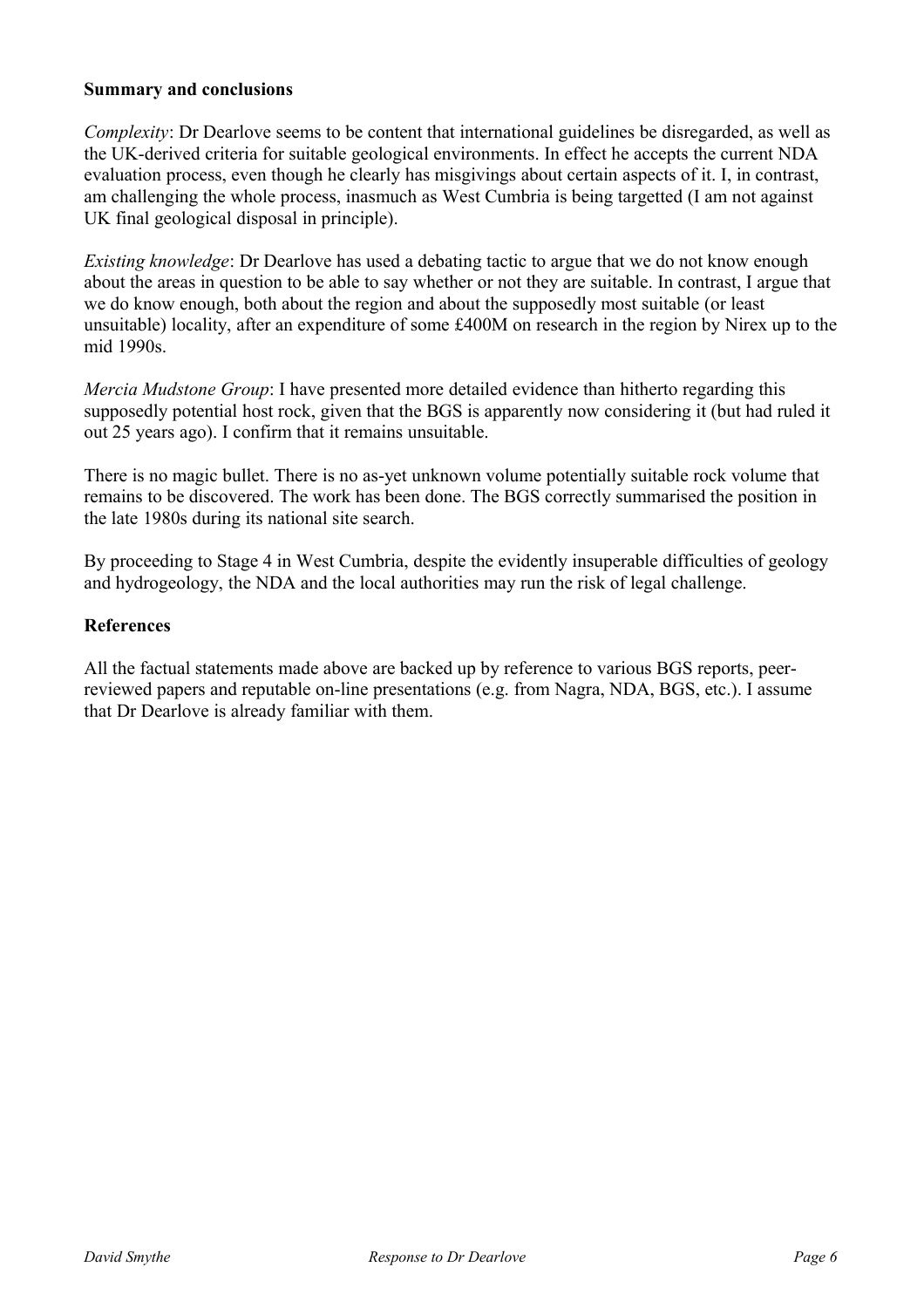**Summary and conclusions**

*Complexity*: Dr Dearlove seems to be content that international guidelines be disregarded, as well as the UK-derived criteria for suitable geological environments. In effect he accepts the current NDA evaluation process, even though he clearly has misgivings about certain aspects of it. I, in contrast, am challenging the whole process, inasmuch as West Cumbria is being targetted (I am not against UK final geological disposal in principle).

*Existing knowledge*: Dr Dearlove has used a debating tactic to argue that we do not know enough about the areas in question to be able to say whether or not they are suitable. In contrast, I argue that we do know enough, both about the region and about the supposedly most suitable (or least unsuitable) locality, after an expenditure of some £400M on research in the region by Nirex up to the mid 1990s.

*Mercia Mudstone Group*: I have presented more detailed evidence than hitherto regarding this supposedly potential host rock, given that the BGS is apparently now considering it (but had ruled it out 25 years ago). I confirm that it remains unsuitable.

There is no magic bullet. There is no as-yet unknown volume potentially suitable rock volume that remains to be discovered. The work has been done. The BGS correctly summarised the position in the late 1980s during its national site search.

By proceeding to Stage 4 in West Cumbria, despite the evidently insuperable difficulties of geology and hydrogeology, the NDA and the local authorities may run the risk of legal challenge.

**References**

All the factual statements made above are backed up by reference to various BGS reports, peer-reviewed papers and reputable on-line presentations (e.g. from Nagra, NDA, BGS, etc.). I assume that Dr Dearlove is already familiar with them.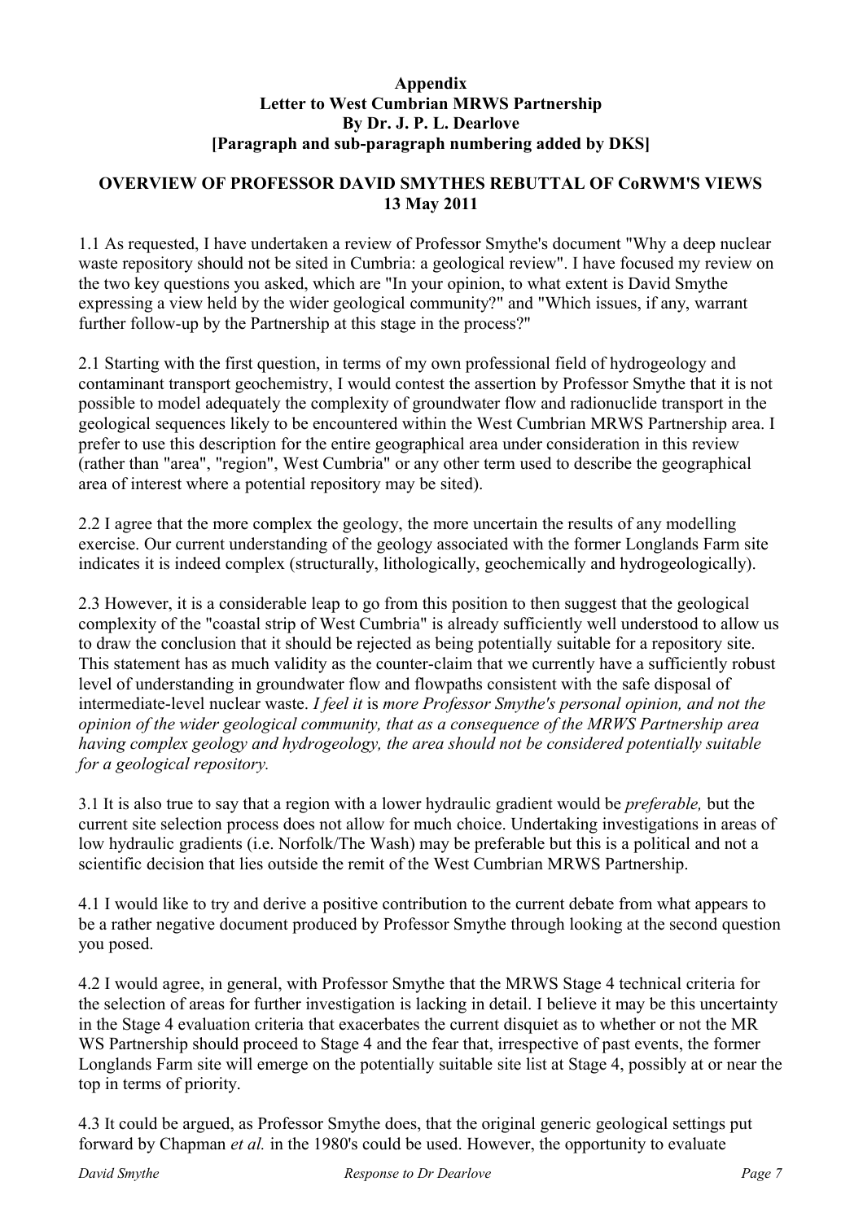**Appendix**
**Letter to West Cumbrian MRWS Partnership**
**By Dr. J. P. L. Dearlove**
**[Paragraph and sub-paragraph numbering added by DKS]**

**OVERVIEW OF PROFESSOR DAVID SMYTHES REBUTTAL OF CoRWM'S VIEWS**
**13 May 2011**

1.1 As requested, I have undertaken a review of Professor Smythe's document "Why a deep nuclear waste repository should not be sited in Cumbria: a geological review". I have focused my review on the two key questions you asked, which are "In your opinion, to what extent is David Smythe expressing a view held by the wider geological community?" and "Which issues, if any, warrant further follow-up by the Partnership at this stage in the process?"

2.1 Starting with the first question, in terms of my own professional field of hydrogeology and contaminant transport geochemistry, I would contest the assertion by Professor Smythe that it is not possible to model adequately the complexity of groundwater flow and radionuclide transport in the geological sequences likely to be encountered within the West Cumbrian MRWS Partnership area. I prefer to use this description for the entire geographical area under consideration in this review (rather than "area", "region", West Cumbria" or any other term used to describe the geographical area of interest where a potential repository may be sited).

2.2 I agree that the more complex the geology, the more uncertain the results of any modelling exercise. Our current understanding of the geology associated with the former Longlands Farm site indicates it is indeed complex (structurally, lithologically, geochemically and hydrogeologically).

2.3 However, it is a considerable leap to go from this position to then suggest that the geological complexity of the "coastal strip of West Cumbria" is already sufficiently well understood to allow us to draw the conclusion that it should be rejected as being potentially suitable for a repository site. This statement has as much validity as the counter-claim that we currently have a sufficiently robust level of understanding in groundwater flow and flowpaths consistent with the safe disposal of intermediate-level nuclear waste. *I feel it* is *more Professor Smythe's personal opinion, and not the opinion of the wider geological community, that as a consequence of the MRWS Partnership area having complex geology and hydrogeology, the area should not be considered potentially suitable for a geological repository.*

3.1 It is also true to say that a region with a lower hydraulic gradient would be *preferable,* but the current site selection process does not allow for much choice. Undertaking investigations in areas of low hydraulic gradients (i.e. Norfolk/The Wash) may be preferable but this is a political and not a scientific decision that lies outside the remit of the West Cumbrian MRWS Partnership.

4.1 I would like to try and derive a positive contribution to the current debate from what appears to be a rather negative document produced by Professor Smythe through looking at the second question you posed.

4.2 I would agree, in general, with Professor Smythe that the MRWS Stage 4 technical criteria for the selection of areas for further investigation is lacking in detail. I believe it may be this uncertainty in the Stage 4 evaluation criteria that exacerbates the current disquiet as to whether or not the MR WS Partnership should proceed to Stage 4 and the fear that, irrespective of past events, the former Longlands Farm site will emerge on the potentially suitable site list at Stage 4, possibly at or near the top in terms of priority.

4.3 It could be argued, as Professor Smythe does, that the original generic geological settings put forward by Chapman *et al.* in the 1980's could be used. However, the opportunity to evaluate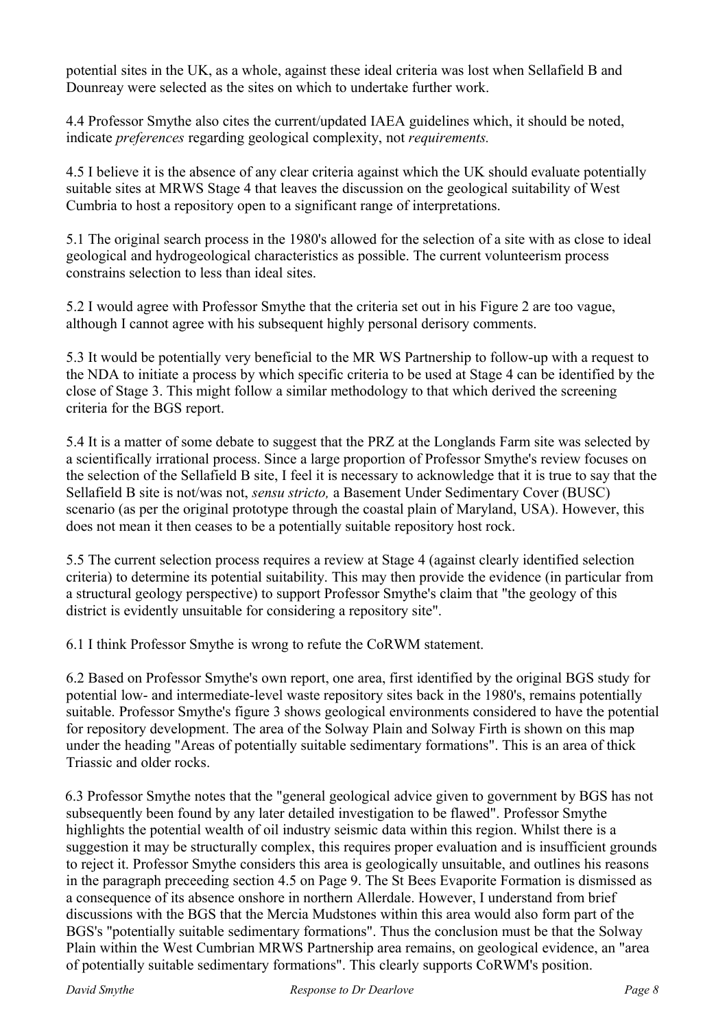potential sites in the UK, as a whole, against these ideal criteria was lost when Sellafield B and Dounreay were selected as the sites on which to undertake further work.

4.4 Professor Smythe also cites the current/updated IAEA guidelines which, it should be noted, indicate *preferences* regarding geological complexity, not *requirements.*

4.5 I believe it is the absence of any clear criteria against which the UK should evaluate potentially suitable sites at MRWS Stage 4 that leaves the discussion on the geological suitability of West Cumbria to host a repository open to a significant range of interpretations.

5.1 The original search process in the 1980's allowed for the selection of a site with as close to ideal geological and hydrogeological characteristics as possible. The current volunteerism process constrains selection to less than ideal sites.

5.2 I would agree with Professor Smythe that the criteria set out in his Figure 2 are too vague, although I cannot agree with his subsequent highly personal derisory comments.

5.3 It would be potentially very beneficial to the MR WS Partnership to follow-up with a request to the NDA to initiate a process by which specific criteria to be used at Stage 4 can be identified by the close of Stage 3. This might follow a similar methodology to that which derived the screening criteria for the BGS report.

5.4 It is a matter of some debate to suggest that the PRZ at the Longlands Farm site was selected by a scientifically irrational process. Since a large proportion of Professor Smythe's review focuses on the selection of the Sellafield B site, I feel it is necessary to acknowledge that it is true to say that the Sellafield B site is not/was not, *sensu stricto,* a Basement Under Sedimentary Cover (BUSC) scenario (as per the original prototype through the coastal plain of Maryland, USA). However, this does not mean it then ceases to be a potentially suitable repository host rock.

5.5 The current selection process requires a review at Stage 4 (against clearly identified selection criteria) to determine its potential suitability. This may then provide the evidence (in particular from a structural geology perspective) to support Professor Smythe's claim that "the geology of this district is evidently unsuitable for considering a repository site".

6.1 I think Professor Smythe is wrong to refute the CoRWM statement.

6.2 Based on Professor Smythe's own report, one area, first identified by the original BGS study for potential low- and intermediate-level waste repository sites back in the 1980's, remains potentially suitable. Professor Smythe's figure 3 shows geological environments considered to have the potential for repository development. The area of the Solway Plain and Solway Firth is shown on this map under the heading "Areas of potentially suitable sedimentary formations". This is an area of thick Triassic and older rocks.

6.3 Professor Smythe notes that the "general geological advice given to government by BGS has not subsequently been found by any later detailed investigation to be flawed". Professor Smythe highlights the potential wealth of oil industry seismic data within this region. Whilst there is a suggestion it may be structurally complex, this requires proper evaluation and is insufficient grounds to reject it. Professor Smythe considers this area is geologically unsuitable, and outlines his reasons in the paragraph preceeding section 4.5 on Page 9. The St Bees Evaporite Formation is dismissed as a consequence of its absence onshore in northern Allerdale. However, I understand from brief discussions with the BGS that the Mercia Mudstones within this area would also form part of the BGS's "potentially suitable sedimentary formations". Thus the conclusion must be that the Solway Plain within the West Cumbrian MRWS Partnership area remains, on geological evidence, an "area of potentially suitable sedimentary formations". This clearly supports CoRWM's position.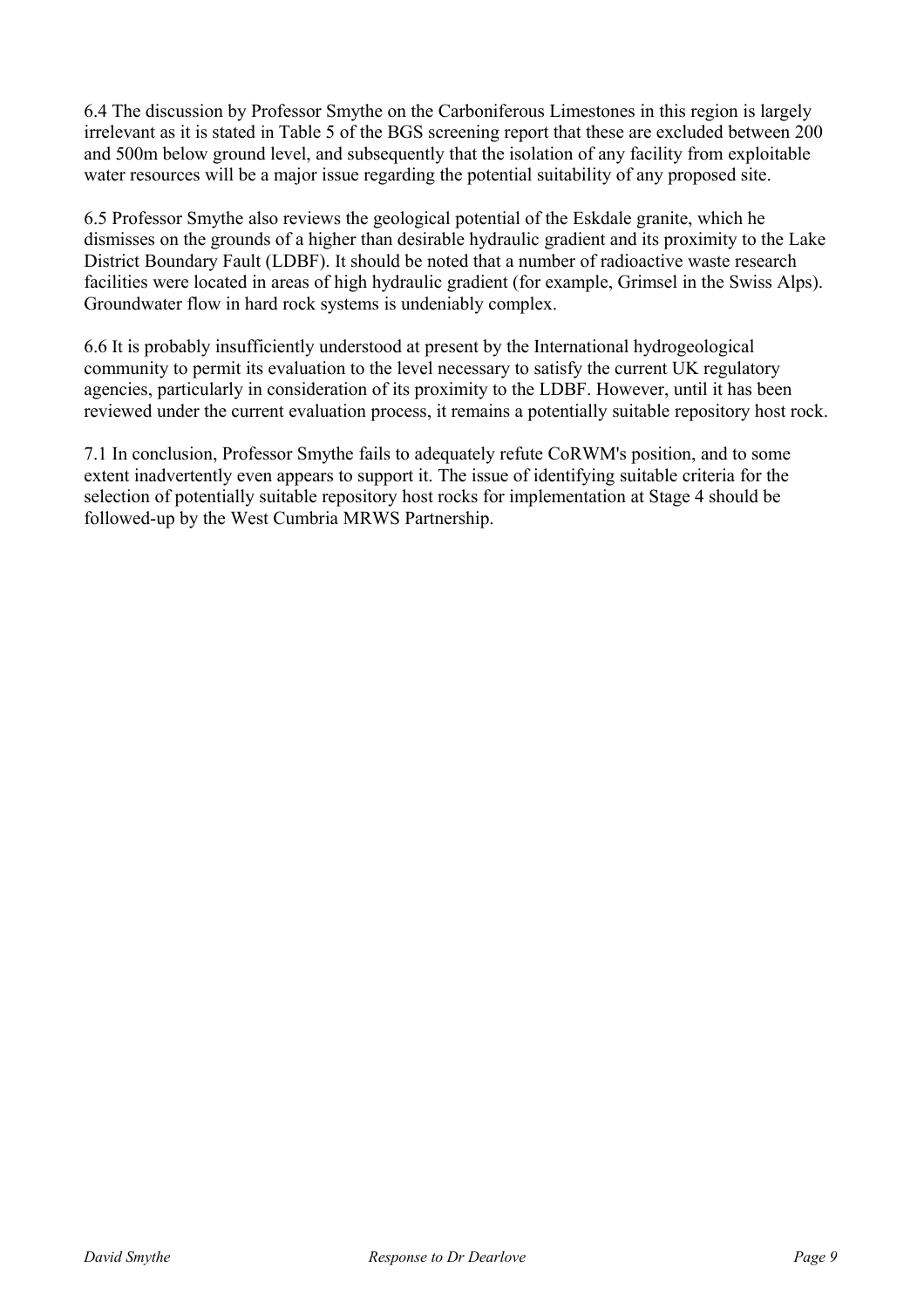6.4 The discussion by Professor Smythe on the Carboniferous Limestones in this region is largely irrelevant as it is stated in Table 5 of the BGS screening report that these are excluded between 200 and 500m below ground level, and subsequently that the isolation of any facility from exploitable water resources will be a major issue regarding the potential suitability of any proposed site.

6.5 Professor Smythe also reviews the geological potential of the Eskdale granite, which he dismisses on the grounds of a higher than desirable hydraulic gradient and its proximity to the Lake District Boundary Fault (LDBF). It should be noted that a number of radioactive waste research facilities were located in areas of high hydraulic gradient (for example, Grimsel in the Swiss Alps). Groundwater flow in hard rock systems is undeniably complex.

6.6 It is probably insufficiently understood at present by the International hydrogeological community to permit its evaluation to the level necessary to satisfy the current UK regulatory agencies, particularly in consideration of its proximity to the LDBF. However, until it has been reviewed under the current evaluation process, it remains a potentially suitable repository host rock.

7.1 In conclusion, Professor Smythe fails to adequately refute CoRWM's position, and to some extent inadvertently even appears to support it. The issue of identifying suitable criteria for the selection of potentially suitable repository host rocks for implementation at Stage 4 should be followed-up by the West Cumbria MRWS Partnership.